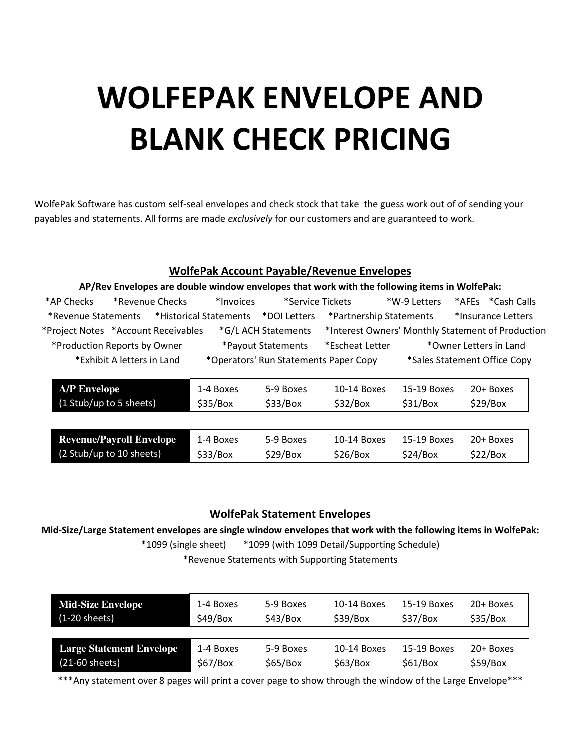# WOLFEPAK ENVELOPE AND BLANK CHECK PRICING

---

WolfePak Software has custom self-seal envelopes and check stock that take  the guess work out of of sending your payables and statements. All forms are made *exclusively* for our customers and are guaranteed to work.

## WolfePak Account Payable/Revenue Envelopes

**AP/Rev Envelopes are double window envelopes that work with the following items in WolfePak:**

*AP Checks *Revenue Checks *Invoices *Service Tickets *W-9 Letters *AFEs *Cash Calls *Revenue Statements *Historical Statements *DOI Letters *Partnership Statements *Insurance Letters *Project Notes *Account Receivables *G/L ACH Statements *Interest Owners' Monthly Statement of Production *Production Reports by Owner *Payout Statements *Escheat Letter *Owner Letters in Land *Exhibit A letters in Land *Operators' Run Statements Paper Copy *Sales Statement Office Copy

| **A/P Envelope** (1 Stub/up to 5 sheets) | 1-4 Boxes | 5-9 Boxes | 10-14 Boxes | 15-19 Boxes | 20+ Boxes |
|---|---|---|---|---|---|
| | $35/Box | $33/Box | $32/Box | $31/Box | $29/Box |

| **Revenue/Payroll Envelope** (2 Stub/up to 10 sheets) | 1-4 Boxes | 5-9 Boxes | 10-14 Boxes | 15-19 Boxes | 20+ Boxes |
|---|---|---|---|---|---|
| | $33/Box | $29/Box | $26/Box | $24/Box | $22/Box |

## WolfePak Statement Envelopes

**Mid-Size/Large Statement envelopes are single window envelopes that work with the following items in WolfePak:**

*1099 (single sheet) *1099 (with 1099 Detail/Supporting Schedule)

*Revenue Statements with Supporting Statements

| **Mid-Size Envelope** (1-20 sheets) | 1-4 Boxes | 5-9 Boxes | 10-14 Boxes | 15-19 Boxes | 20+ Boxes |
|---|---|---|---|---|---|
| | $49/Box | $43/Box | $39/Box | $37/Box | $35/Box |

| **Large Statement Envelope** (21-60 sheets) | 1-4 Boxes | 5-9 Boxes | 10-14 Boxes | 15-19 Boxes | 20+ Boxes |
|---|---|---|---|---|---|
| | $67/Box | $65/Box | $63/Box | $61/Box | $59/Box |

***Any statement over 8 pages will print a cover page to show through the window of the Large Envelope***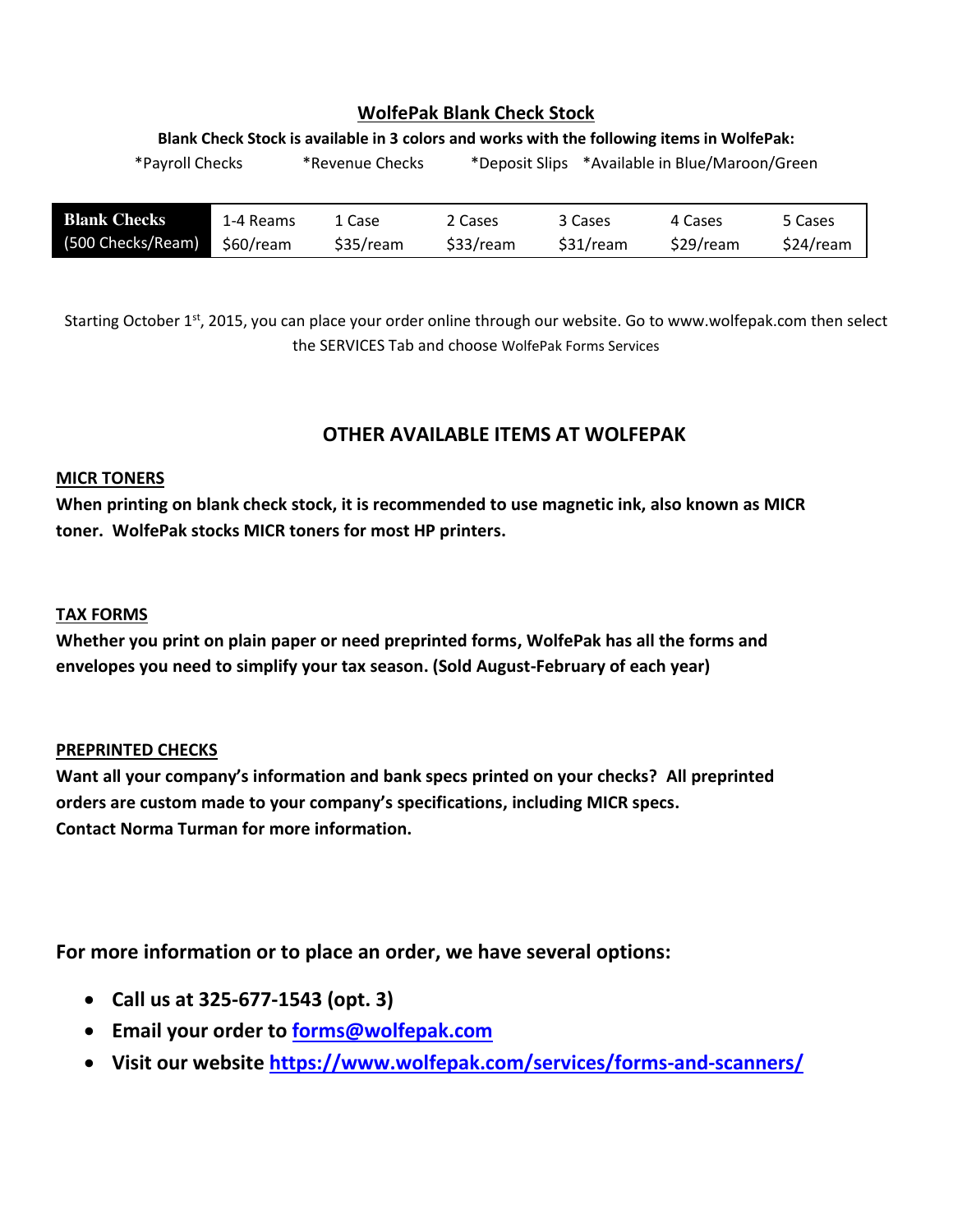## WolfePak Blank Check Stock

**Blank Check Stock is available in 3 colors and works with the following items in WolfePak:**

*Payroll Checks *Revenue Checks *Deposit Slips *Available in Blue/Maroon/Green

| Blank Checks | 1-4 Reams | 1 Case | 2 Cases | 3 Cases | 4 Cases | 5 Cases |
|---|---|---|---|---|---|---|
| (500 Checks/Ream) | $60/ream | $35/ream | $33/ream | $31/ream | $29/ream | $24/ream |

Starting October 1st, 2015, you can place your order online through our website. Go to www.wolfepak.com then select the SERVICES Tab and choose WolfePak Forms Services

## OTHER AVAILABLE ITEMS AT WOLFEPAK

**MICR TONERS**

**When printing on blank check stock, it is recommended to use magnetic ink, also known as MICR toner. WolfePak stocks MICR toners for most HP printers.**

**TAX FORMS**

**Whether you print on plain paper or need preprinted forms, WolfePak has all the forms and envelopes you need to simplify your tax season. (Sold August-February of each year)**

**PREPRINTED CHECKS**

**Want all your company's information and bank specs printed on your checks? All preprinted orders are custom made to your company's specifications, including MICR specs. Contact Norma Turman for more information.**

**For more information or to place an order, we have several options:**

- **Call us at 325-677-1543 (opt. 3)**
- **Email your order to [forms@wolfepak.com](mailto:forms@wolfepak.com)**
- **Visit our website [https://www.wolfepak.com/services/forms-and-scanners/](https://www.wolfepak.com/services/forms-and-scanners/)**